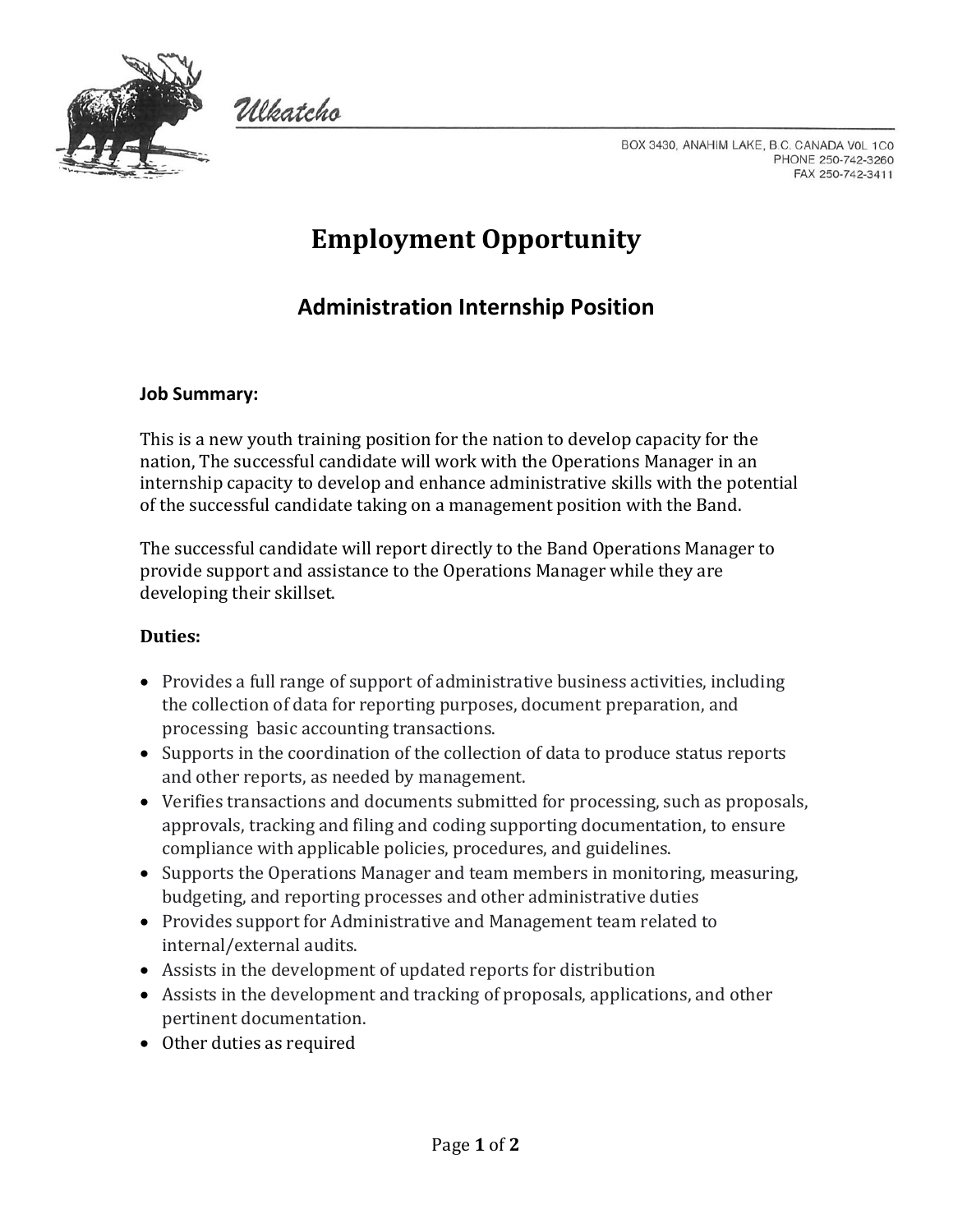Ulkatcho

BOX 3430, ANAHIM LAKE, B.C. CANADA V0L 1C0
PHONE 250-742-3260
FAX 250-742-3411

# Employment Opportunity

## Administration Internship Position

**Job Summary:**

This is a new youth training position for the nation to develop capacity for the nation, The successful candidate will work with the Operations Manager in an internship capacity to develop and enhance administrative skills with the potential of the successful candidate taking on a management position with the Band.

The successful candidate will report directly to the Band Operations Manager to provide support and assistance to the Operations Manager while they are developing their skillset.

**Duties:**

- Provides a full range of support of administrative business activities, including the collection of data for reporting purposes, document preparation, and processing basic accounting transactions.
- Supports in the coordination of the collection of data to produce status reports and other reports, as needed by management.
- Verifies transactions and documents submitted for processing, such as proposals, approvals, tracking and filing and coding supporting documentation, to ensure compliance with applicable policies, procedures, and guidelines.
- Supports the Operations Manager and team members in monitoring, measuring, budgeting, and reporting processes and other administrative duties
- Provides support for Administrative and Management team related to internal/external audits.
- Assists in the development of updated reports for distribution
- Assists in the development and tracking of proposals, applications, and other pertinent documentation.
- Other duties as required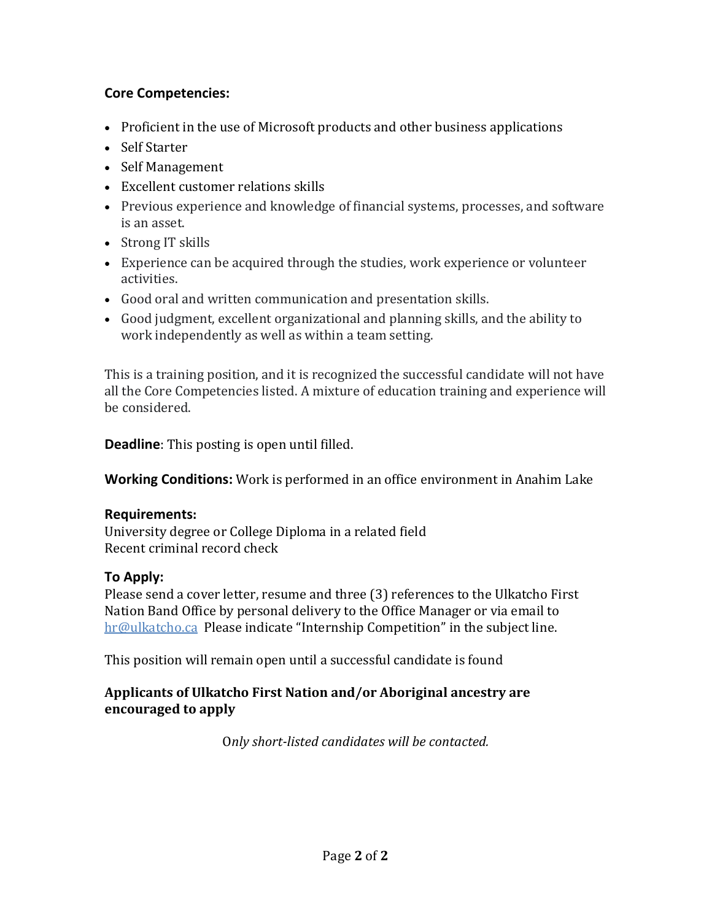**Core Competencies:**

- Proficient in the use of Microsoft products and other business applications
- Self Starter
- Self Management
- Excellent customer relations skills
- Previous experience and knowledge of financial systems, processes, and software is an asset.
- Strong IT skills
- Experience can be acquired through the studies, work experience or volunteer activities.
- Good oral and written communication and presentation skills.
- Good judgment, excellent organizational and planning skills, and the ability to work independently as well as within a team setting.

This is a training position, and it is recognized the successful candidate will not have all the Core Competencies listed. A mixture of education training and experience will be considered.

**Deadline**: This posting is open until filled.

**Working Conditions:** Work is performed in an office environment in Anahim Lake

**Requirements:**
University degree or College Diploma in a related field
Recent criminal record check

**To Apply:**
Please send a cover letter, resume and three (3) references to the Ulkatcho First Nation Band Office by personal delivery to the Office Manager or via email to hr@ulkatcho.ca Please indicate "Internship Competition" in the subject line.

This position will remain open until a successful candidate is found

**Applicants of Ulkatcho First Nation and/or Aboriginal ancestry are encouraged to apply**

*Only short-listed candidates will be contacted.*